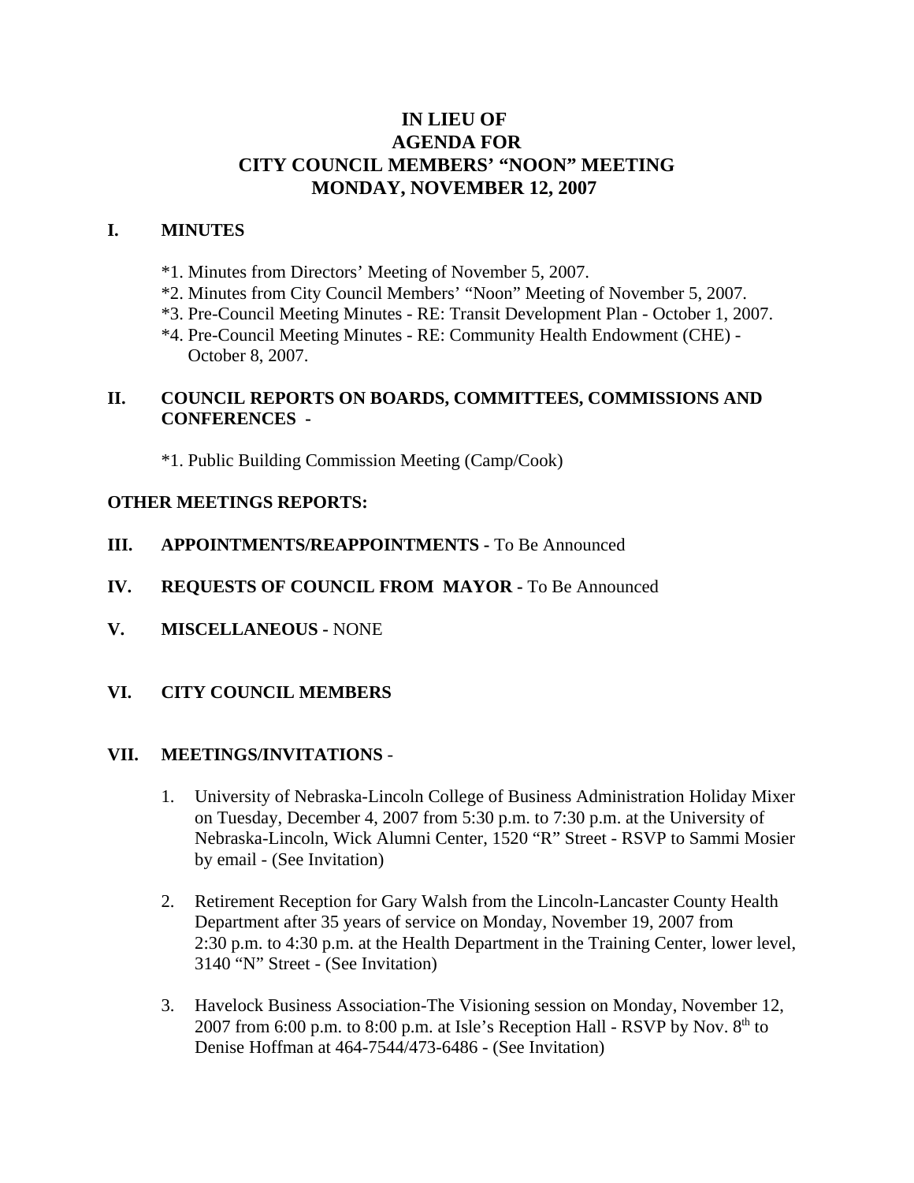# IN LIEU OF
# AGENDA FOR
# CITY COUNCIL MEMBERS' "NOON" MEETING
# MONDAY, NOVEMBER 12, 2007

## I. MINUTES

*1. Minutes from Directors' Meeting of November 5, 2007.
*2. Minutes from City Council Members' "Noon" Meeting of November 5, 2007.
*3. Pre-Council Meeting Minutes - RE: Transit Development Plan - October 1, 2007.
*4. Pre-Council Meeting Minutes - RE: Community Health Endowment (CHE) - October 8, 2007.

## II. COUNCIL REPORTS ON BOARDS, COMMITTEES, COMMISSIONS AND CONFERENCES -

*1. Public Building Commission Meeting (Camp/Cook)

## OTHER MEETINGS REPORTS:

## III. APPOINTMENTS/REAPPOINTMENTS - To Be Announced

## IV. REQUESTS OF COUNCIL FROM MAYOR - To Be Announced

## V. MISCELLANEOUS - NONE

## VI. CITY COUNCIL MEMBERS

## VII. MEETINGS/INVITATIONS -

1. University of Nebraska-Lincoln College of Business Administration Holiday Mixer on Tuesday, December 4, 2007 from 5:30 p.m. to 7:30 p.m. at the University of Nebraska-Lincoln, Wick Alumni Center, 1520 "R" Street - RSVP to Sammi Mosier by email - (See Invitation)

2. Retirement Reception for Gary Walsh from the Lincoln-Lancaster County Health Department after 35 years of service on Monday, November 19, 2007 from 2:30 p.m. to 4:30 p.m. at the Health Department in the Training Center, lower level, 3140 "N" Street - (See Invitation)

3. Havelock Business Association-The Visioning session on Monday, November 12, 2007 from 6:00 p.m. to 8:00 p.m. at Isle's Reception Hall - RSVP by Nov. 8th to Denise Hoffman at 464-7544/473-6486 - (See Invitation)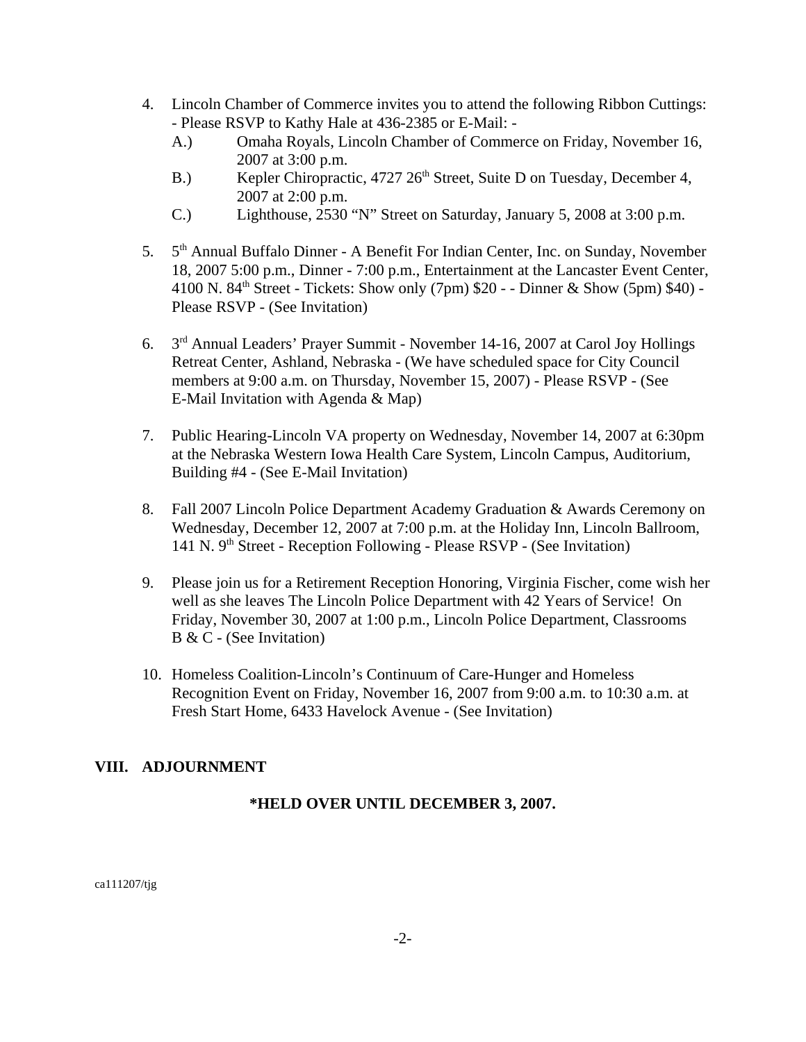4. Lincoln Chamber of Commerce invites you to attend the following Ribbon Cuttings: - Please RSVP to Kathy Hale at 436-2385 or E-Mail: -
   A.) Omaha Royals, Lincoln Chamber of Commerce on Friday, November 16, 2007 at 3:00 p.m.
   B.) Kepler Chiropractic, 4727 26th Street, Suite D on Tuesday, December 4, 2007 at 2:00 p.m.
   C.) Lighthouse, 2530 "N" Street on Saturday, January 5, 2008 at 3:00 p.m.

5. 5th Annual Buffalo Dinner - A Benefit For Indian Center, Inc. on Sunday, November 18, 2007 5:00 p.m., Dinner - 7:00 p.m., Entertainment at the Lancaster Event Center, 4100 N. 84th Street - Tickets: Show only (7pm) $20 - - Dinner & Show (5pm) $40) - Please RSVP - (See Invitation)

6. 3rd Annual Leaders' Prayer Summit - November 14-16, 2007 at Carol Joy Hollings Retreat Center, Ashland, Nebraska - (We have scheduled space for City Council members at 9:00 a.m. on Thursday, November 15, 2007) - Please RSVP - (See E-Mail Invitation with Agenda & Map)

7. Public Hearing-Lincoln VA property on Wednesday, November 14, 2007 at 6:30pm at the Nebraska Western Iowa Health Care System, Lincoln Campus, Auditorium, Building #4 - (See E-Mail Invitation)

8. Fall 2007 Lincoln Police Department Academy Graduation & Awards Ceremony on Wednesday, December 12, 2007 at 7:00 p.m. at the Holiday Inn, Lincoln Ballroom, 141 N. 9th Street - Reception Following - Please RSVP - (See Invitation)

9. Please join us for a Retirement Reception Honoring, Virginia Fischer, come wish her well as she leaves The Lincoln Police Department with 42 Years of Service! On Friday, November 30, 2007 at 1:00 p.m., Lincoln Police Department, Classrooms B & C - (See Invitation)

10. Homeless Coalition-Lincoln's Continuum of Care-Hunger and Homeless Recognition Event on Friday, November 16, 2007 from 9:00 a.m. to 10:30 a.m. at Fresh Start Home, 6433 Havelock Avenue - (See Invitation)

## VIII. ADJOURNMENT

**\*HELD OVER UNTIL DECEMBER 3, 2007.**

ca111207/tjg